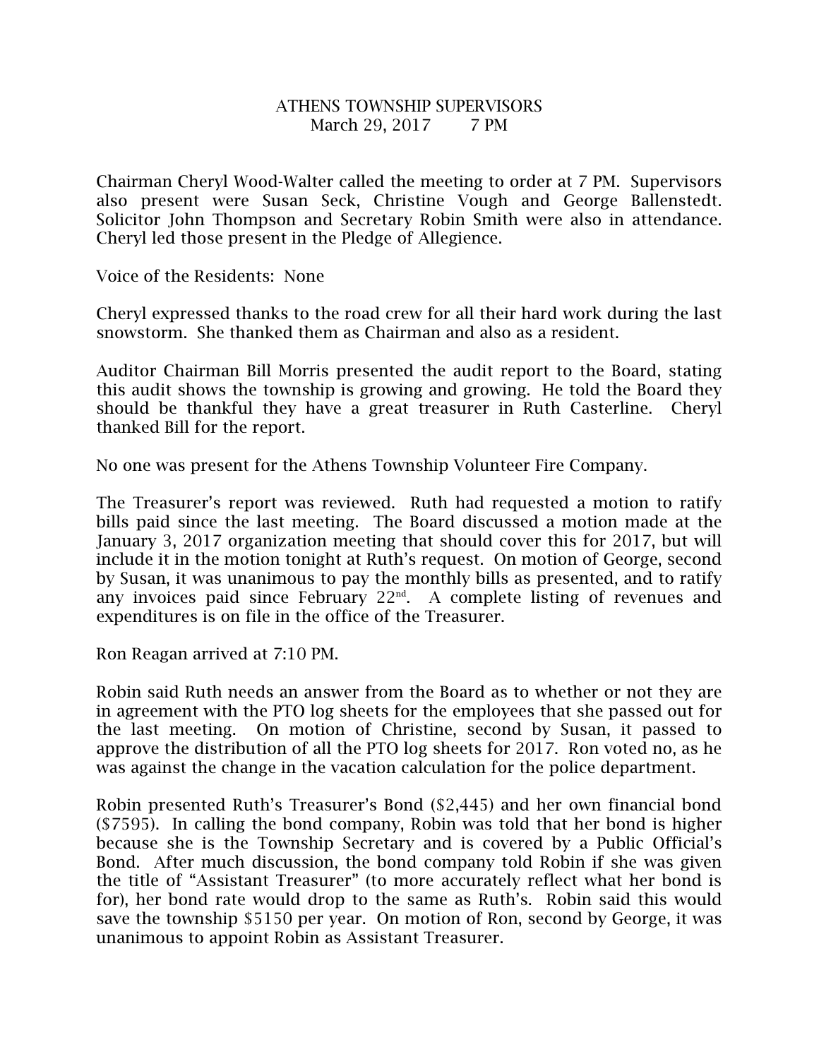# ATHENS TOWNSHIP SUPERVISORS
March 29, 2017 7 PM

Chairman Cheryl Wood-Walter called the meeting to order at 7 PM. Supervisors also present were Susan Seck, Christine Vough and George Ballenstedt. Solicitor John Thompson and Secretary Robin Smith were also in attendance. Cheryl led those present in the Pledge of Allegience.

Voice of the Residents: None

Cheryl expressed thanks to the road crew for all their hard work during the last snowstorm. She thanked them as Chairman and also as a resident.

Auditor Chairman Bill Morris presented the audit report to the Board, stating this audit shows the township is growing and growing. He told the Board they should be thankful they have a great treasurer in Ruth Casterline. Cheryl thanked Bill for the report.

No one was present for the Athens Township Volunteer Fire Company.

The Treasurer's report was reviewed. Ruth had requested a motion to ratify bills paid since the last meeting. The Board discussed a motion made at the January 3, 2017 organization meeting that should cover this for 2017, but will include it in the motion tonight at Ruth's request. On motion of George, second by Susan, it was unanimous to pay the monthly bills as presented, and to ratify any invoices paid since February 22nd. A complete listing of revenues and expenditures is on file in the office of the Treasurer.

Ron Reagan arrived at 7:10 PM.

Robin said Ruth needs an answer from the Board as to whether or not they are in agreement with the PTO log sheets for the employees that she passed out for the last meeting. On motion of Christine, second by Susan, it passed to approve the distribution of all the PTO log sheets for 2017. Ron voted no, as he was against the change in the vacation calculation for the police department.

Robin presented Ruth's Treasurer's Bond ($2,445) and her own financial bond ($7595). In calling the bond company, Robin was told that her bond is higher because she is the Township Secretary and is covered by a Public Official's Bond. After much discussion, the bond company told Robin if she was given the title of "Assistant Treasurer" (to more accurately reflect what her bond is for), her bond rate would drop to the same as Ruth's. Robin said this would save the township $5150 per year. On motion of Ron, second by George, it was unanimous to appoint Robin as Assistant Treasurer.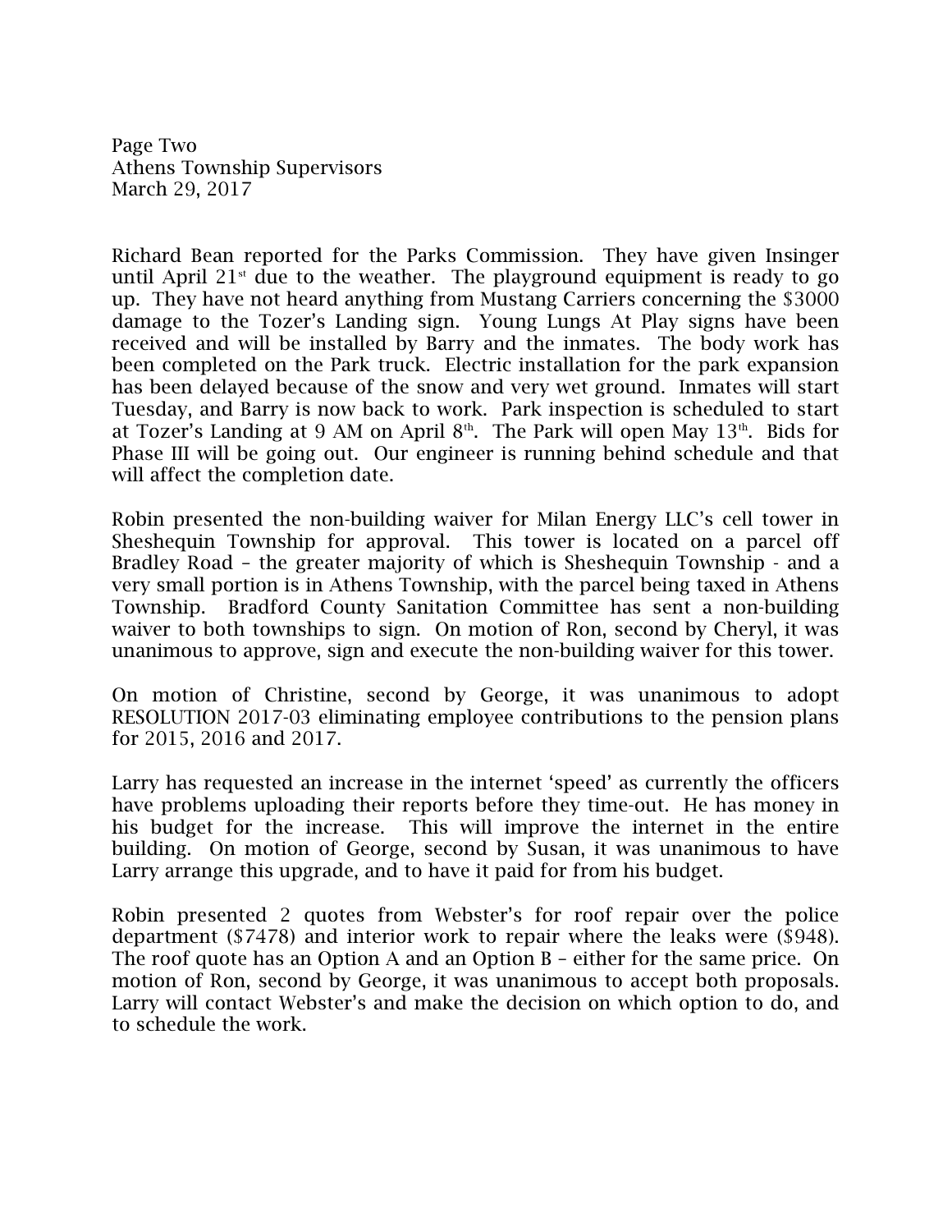Richard Bean reported for the Parks Commission. They have given Insinger until April 21st due to the weather. The playground equipment is ready to go up. They have not heard anything from Mustang Carriers concerning the $3000 damage to the Tozer's Landing sign. Young Lungs At Play signs have been received and will be installed by Barry and the inmates. The body work has been completed on the Park truck. Electric installation for the park expansion has been delayed because of the snow and very wet ground. Inmates will start Tuesday, and Barry is now back to work. Park inspection is scheduled to start at Tozer's Landing at 9 AM on April 8th. The Park will open May 13th. Bids for Phase III will be going out. Our engineer is running behind schedule and that will affect the completion date.

Robin presented the non-building waiver for Milan Energy LLC's cell tower in Sheshequin Township for approval. This tower is located on a parcel off Bradley Road – the greater majority of which is Sheshequin Township - and a very small portion is in Athens Township, with the parcel being taxed in Athens Township. Bradford County Sanitation Committee has sent a non-building waiver to both townships to sign. On motion of Ron, second by Cheryl, it was unanimous to approve, sign and execute the non-building waiver for this tower.

On motion of Christine, second by George, it was unanimous to adopt RESOLUTION 2017-03 eliminating employee contributions to the pension plans for 2015, 2016 and 2017.

Larry has requested an increase in the internet 'speed' as currently the officers have problems uploading their reports before they time-out. He has money in his budget for the increase. This will improve the internet in the entire building. On motion of George, second by Susan, it was unanimous to have Larry arrange this upgrade, and to have it paid for from his budget.

Robin presented 2 quotes from Webster's for roof repair over the police department ($7478) and interior work to repair where the leaks were ($948). The roof quote has an Option A and an Option B – either for the same price. On motion of Ron, second by George, it was unanimous to accept both proposals. Larry will contact Webster's and make the decision on which option to do, and to schedule the work.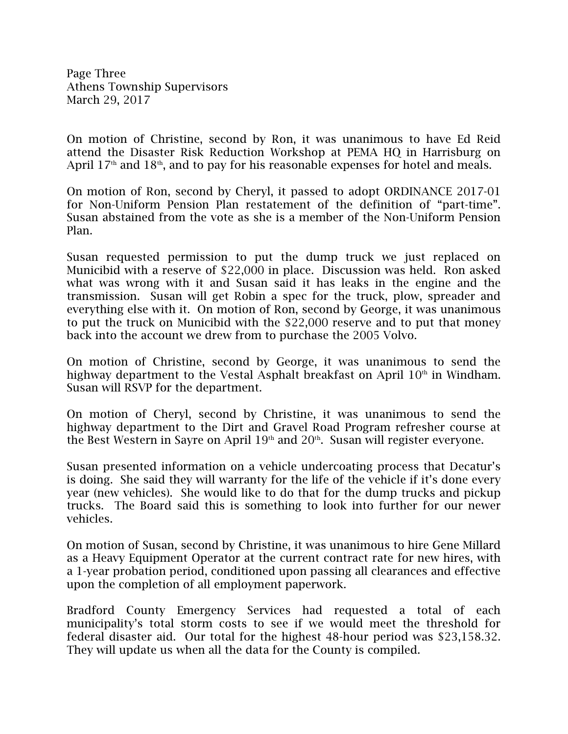On motion of Christine, second by Ron, it was unanimous to have Ed Reid attend the Disaster Risk Reduction Workshop at PEMA HQ in Harrisburg on April 17th and 18th, and to pay for his reasonable expenses for hotel and meals.

On motion of Ron, second by Cheryl, it passed to adopt ORDINANCE 2017-01 for Non-Uniform Pension Plan restatement of the definition of "part-time". Susan abstained from the vote as she is a member of the Non-Uniform Pension Plan.

Susan requested permission to put the dump truck we just replaced on Municibid with a reserve of $22,000 in place. Discussion was held. Ron asked what was wrong with it and Susan said it has leaks in the engine and the transmission. Susan will get Robin a spec for the truck, plow, spreader and everything else with it. On motion of Ron, second by George, it was unanimous to put the truck on Municibid with the $22,000 reserve and to put that money back into the account we drew from to purchase the 2005 Volvo.

On motion of Christine, second by George, it was unanimous to send the highway department to the Vestal Asphalt breakfast on April 10th in Windham. Susan will RSVP for the department.

On motion of Cheryl, second by Christine, it was unanimous to send the highway department to the Dirt and Gravel Road Program refresher course at the Best Western in Sayre on April 19th and 20th. Susan will register everyone.

Susan presented information on a vehicle undercoating process that Decatur's is doing. She said they will warranty for the life of the vehicle if it's done every year (new vehicles). She would like to do that for the dump trucks and pickup trucks. The Board said this is something to look into further for our newer vehicles.

On motion of Susan, second by Christine, it was unanimous to hire Gene Millard as a Heavy Equipment Operator at the current contract rate for new hires, with a 1-year probation period, conditioned upon passing all clearances and effective upon the completion of all employment paperwork.

Bradford County Emergency Services had requested a total of each municipality's total storm costs to see if we would meet the threshold for federal disaster aid. Our total for the highest 48-hour period was $23,158.32. They will update us when all the data for the County is compiled.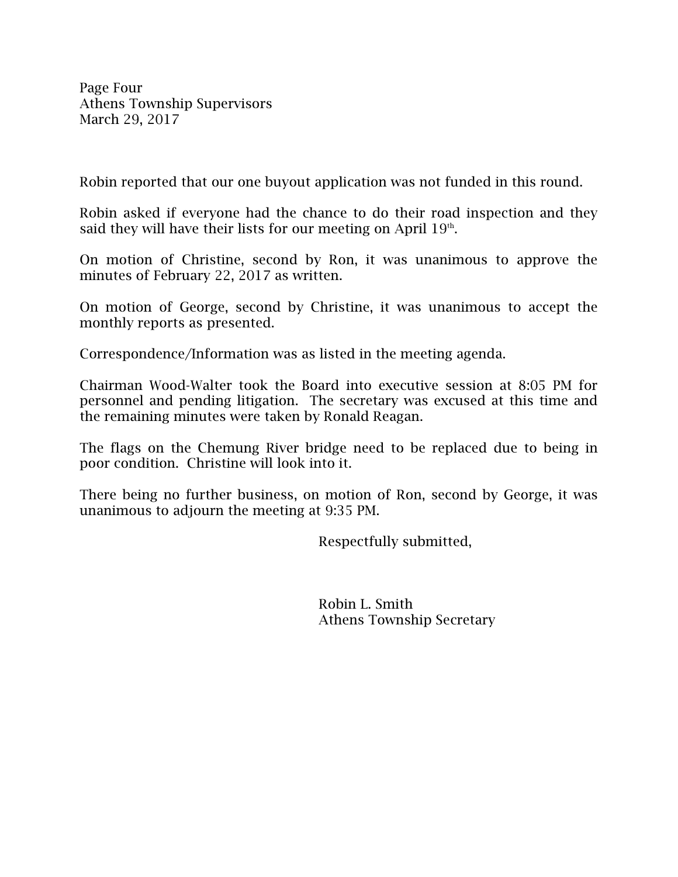Robin reported that our one buyout application was not funded in this round.

Robin asked if everyone had the chance to do their road inspection and they said they will have their lists for our meeting on April 19th.

On motion of Christine, second by Ron, it was unanimous to approve the minutes of February 22, 2017 as written.

On motion of George, second by Christine, it was unanimous to accept the monthly reports as presented.

Correspondence/Information was as listed in the meeting agenda.

Chairman Wood-Walter took the Board into executive session at 8:05 PM for personnel and pending litigation. The secretary was excused at this time and the remaining minutes were taken by Ronald Reagan.

The flags on the Chemung River bridge need to be replaced due to being in poor condition. Christine will look into it.

There being no further business, on motion of Ron, second by George, it was unanimous to adjourn the meeting at 9:35 PM.

Respectfully submitted,

Robin L. Smith
Athens Township Secretary